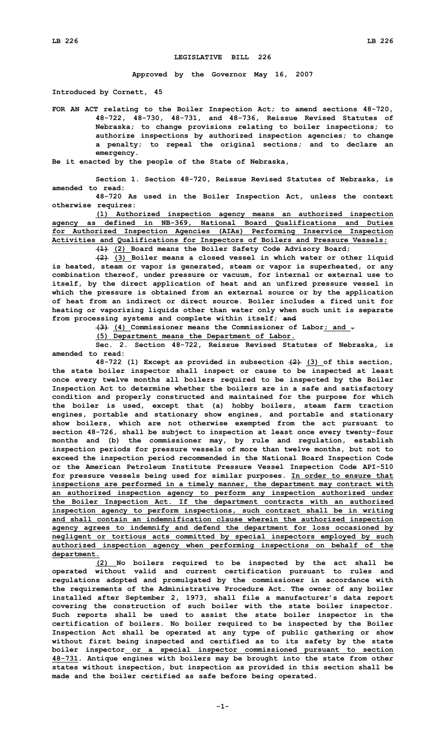# LEGISLATIVE BILL 226

**Approved by the Governor May 16, 2007**

**Introduced by Cornett, 45**

FOR AN ACT relating to the Boiler Inspection Act; to amend sections 48-720, 48-722, 48-730, 48-731, and 48-736, Reissue Revised Statutes of Nebraska; to change provisions relating to boiler inspections; to authorize inspections by authorized inspection agencies; to change a penalty; to repeal the original sections; and to declare an emergency.

Be it enacted by the people of the State of Nebraska,

Section 1. Section 48-720, Reissue Revised Statutes of Nebraska, is amended to read:

48-720 As used in the Boiler Inspection Act, unless the context otherwise requires:

(1) Authorized inspection agency means an authorized inspection agency as defined in NB-369, National Board Qualifications and Duties for Authorized Inspection Agencies (AIAs) Performing Inservice Inspection Activities and Qualifications for Inspectors of Boilers and Pressure Vessels;

~~(1)~~ (2) Board means the Boiler Safety Code Advisory Board;

~~(2)~~ (3) Boiler means a closed vessel in which water or other liquid is heated, steam or vapor is generated, steam or vapor is superheated, or any combination thereof, under pressure or vacuum, for internal or external use to itself, by the direct application of heat and an unfired pressure vessel in which the pressure is obtained from an external source or by the application of heat from an indirect or direct source. Boiler includes a fired unit for heating or vaporizing liquids other than water only when such unit is separate from processing systems and complete within itself; ~~and~~

~~(3)~~ (4) Commissioner means the Commissioner of Labor; and ~~.~~

(5) Department means the Department of Labor.

Sec. 2. Section 48-722, Reissue Revised Statutes of Nebraska, is amended to read:

48-722 (1) Except as provided in subsection ~~(2)~~ (3) of this section, the state boiler inspector shall inspect or cause to be inspected at least once every twelve months all boilers required to be inspected by the Boiler Inspection Act to determine whether the boilers are in a safe and satisfactory condition and properly constructed and maintained for the purpose for which the boiler is used, except that (a) hobby boilers, steam farm traction engines, portable and stationary show engines, and portable and stationary show boilers, which are not otherwise exempted from the act pursuant to section 48-726, shall be subject to inspection at least once every twenty-four months and (b) the commissioner may, by rule and regulation, establish inspection periods for pressure vessels of more than twelve months, but not to exceed the inspection period recommended in the National Board Inspection Code or the American Petroleum Institute Pressure Vessel Inspection Code API-510 for pressure vessels being used for similar purposes. In order to ensure that inspections are performed in a timely manner, the department may contract with an authorized inspection agency to perform any inspection authorized under the Boiler Inspection Act. If the department contracts with an authorized inspection agency to perform inspections, such contract shall be in writing and shall contain an indemnification clause wherein the authorized inspection agency agrees to indemnify and defend the department for loss occasioned by negligent or tortious acts committed by special inspectors employed by such authorized inspection agency when performing inspections on behalf of the department.

(2) No boilers required to be inspected by the act shall be operated without valid and current certification pursuant to rules and regulations adopted and promulgated by the commissioner in accordance with the requirements of the Administrative Procedure Act. The owner of any boiler installed after September 2, 1973, shall file a manufacturer's data report covering the construction of such boiler with the state boiler inspector. Such reports shall be used to assist the state boiler inspector in the certification of boilers. No boiler required to be inspected by the Boiler Inspection Act shall be operated at any type of public gathering or show without first being inspected and certified as to its safety by the state boiler inspector or a special inspector commissioned pursuant to section 48-731. Antique engines with boilers may be brought into the state from other states without inspection, but inspection as provided in this section shall be made and the boiler certified as safe before being operated.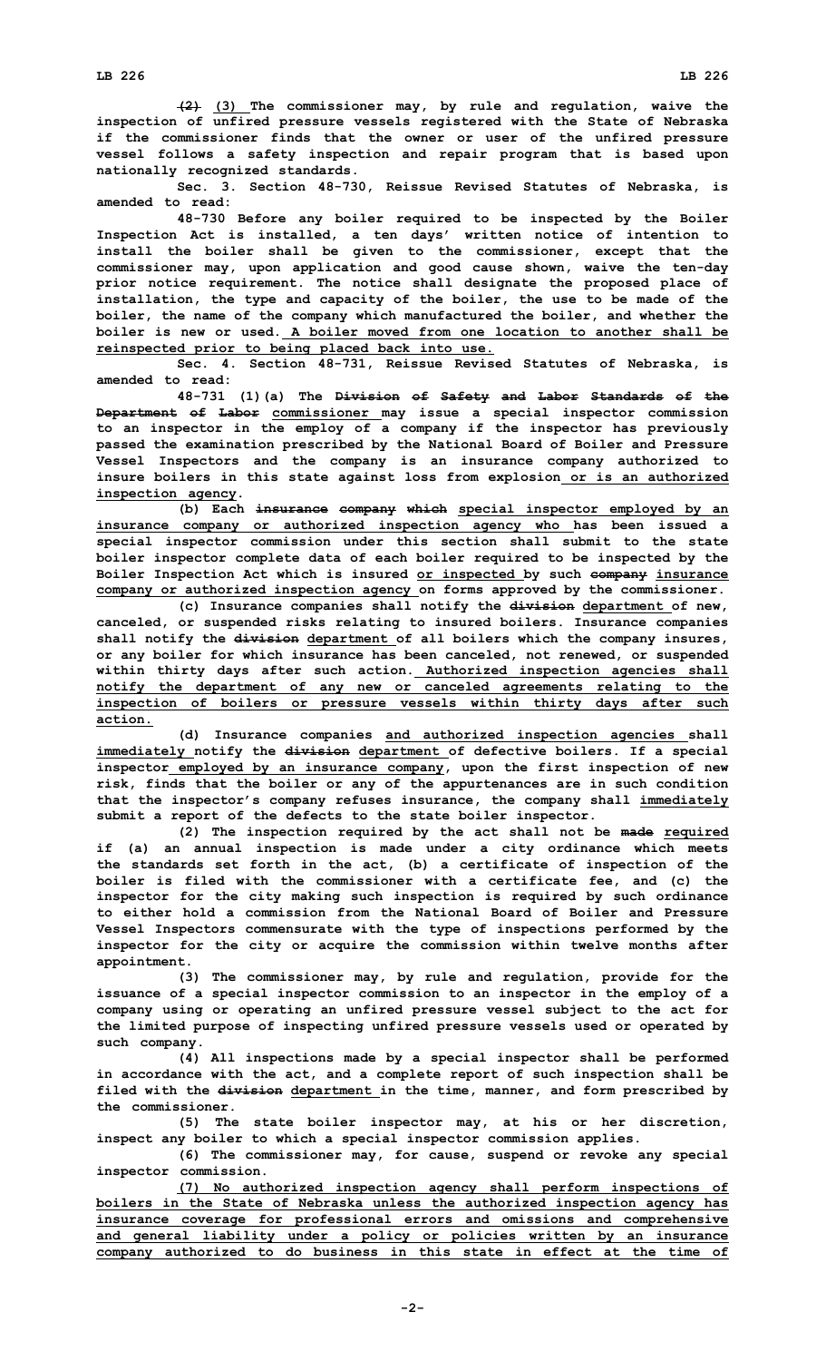~~(2)~~ (3) The commissioner may, by rule and regulation, waive the inspection of unfired pressure vessels registered with the State of Nebraska if the commissioner finds that the owner or user of the unfired pressure vessel follows a safety inspection and repair program that is based upon nationally recognized standards.

Sec. 3. Section 48-730, Reissue Revised Statutes of Nebraska, is amended to read:

48-730 Before any boiler required to be inspected by the Boiler Inspection Act is installed, a ten days' written notice of intention to install the boiler shall be given to the commissioner, except that the commissioner may, upon application and good cause shown, waive the ten-day prior notice requirement. The notice shall designate the proposed place of installation, the type and capacity of the boiler, the use to be made of the boiler, the name of the company which manufactured the boiler, and whether the boiler is new or used. A boiler moved from one location to another shall be reinspected prior to being placed back into use.

Sec. 4. Section 48-731, Reissue Revised Statutes of Nebraska, is amended to read:

48-731 (1)(a) The ~~Division of Safety and Labor Standards of the Department of Labor~~ commissioner may issue a special inspector commission to an inspector in the employ of a company if the inspector has previously passed the examination prescribed by the National Board of Boiler and Pressure Vessel Inspectors and the company is an insurance company authorized to insure boilers in this state against loss from explosion or is an authorized inspection agency.

(b) Each ~~insurance company which~~ special inspector employed by an insurance company or authorized inspection agency who has been issued a special inspector commission under this section shall submit to the state boiler inspector complete data of each boiler required to be inspected by the Boiler Inspection Act which is insured or inspected by such ~~company~~ insurance company or authorized inspection agency on forms approved by the commissioner.

(c) Insurance companies shall notify the ~~division~~ department of new, canceled, or suspended risks relating to insured boilers. Insurance companies shall notify the ~~division~~ department of all boilers which the company insures, or any boiler for which insurance has been canceled, not renewed, or suspended within thirty days after such action. Authorized inspection agencies shall notify the department of any new or canceled agreements relating to the inspection of boilers or pressure vessels within thirty days after such action.

(d) Insurance companies and authorized inspection agencies shall immediately notify the ~~division~~ department of defective boilers. If a special inspector employed by an insurance company, upon the first inspection of new risk, finds that the boiler or any of the appurtenances are in such condition that the inspector's company refuses insurance, the company shall immediately submit a report of the defects to the state boiler inspector.

(2) The inspection required by the act shall not be ~~made~~ required if (a) an annual inspection is made under a city ordinance which meets the standards set forth in the act, (b) a certificate of inspection of the boiler is filed with the commissioner with a certificate fee, and (c) the inspector for the city making such inspection is required by such ordinance to either hold a commission from the National Board of Boiler and Pressure Vessel Inspectors commensurate with the type of inspections performed by the inspector for the city or acquire the commission within twelve months after appointment.

(3) The commissioner may, by rule and regulation, provide for the issuance of a special inspector commission to an inspector in the employ of a company using or operating an unfired pressure vessel subject to the act for the limited purpose of inspecting unfired pressure vessels used or operated by such company.

(4) All inspections made by a special inspector shall be performed in accordance with the act, and a complete report of such inspection shall be filed with the ~~division~~ department in the time, manner, and form prescribed by the commissioner.

(5) The state boiler inspector may, at his or her discretion, inspect any boiler to which a special inspector commission applies.

(6) The commissioner may, for cause, suspend or revoke any special inspector commission.

(7) No authorized inspection agency shall perform inspections of boilers in the State of Nebraska unless the authorized inspection agency has insurance coverage for professional errors and omissions and comprehensive and general liability under a policy or policies written by an insurance company authorized to do business in this state in effect at the time of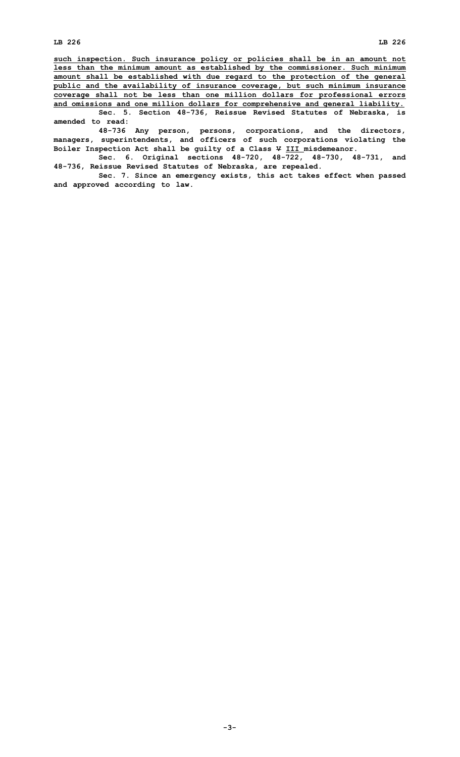<u>such inspection. Such insurance policy or policies shall be in an amount not less than the minimum amount as established by the commissioner. Such minimum amount shall be established with due regard to the protection of the general public and the availability of insurance coverage, but such minimum insurance coverage shall not be less than one million dollars for professional errors and omissions and one million dollars for comprehensive and general liability.</u>

**Sec. 5. Section 48-736, Reissue Revised Statutes of Nebraska, is amended to read:**

**48-736 Any person, persons, corporations, and the directors, managers, superintendents, and officers of such corporations violating the Boiler Inspection Act shall be guilty of a Class ~~V~~ <u>III</u> misdemeanor.**

**Sec. 6. Original sections 48-720, 48-722, 48-730, 48-731, and 48-736, Reissue Revised Statutes of Nebraska, are repealed.**

**Sec. 7. Since an emergency exists, this act takes effect when passed and approved according to law.**